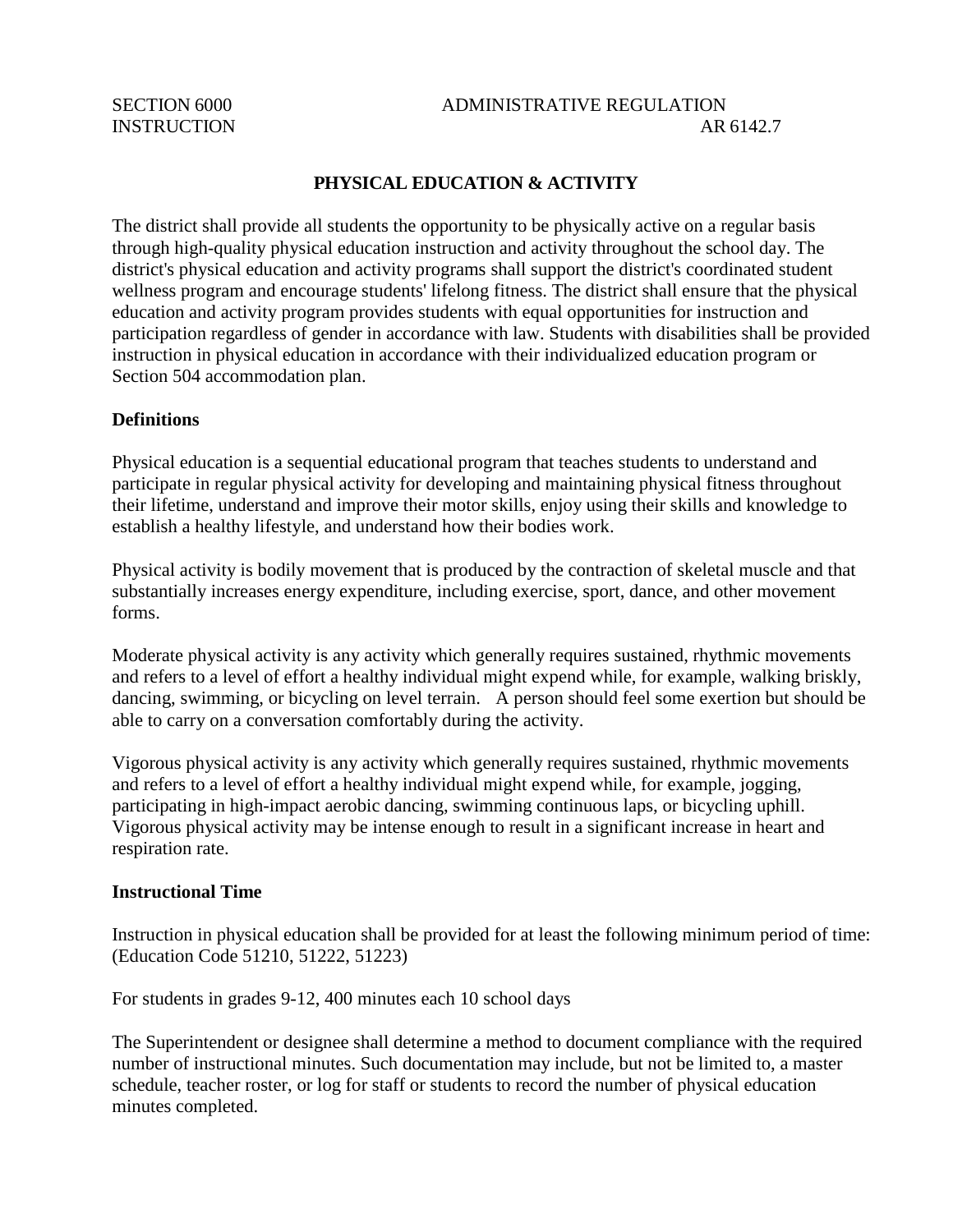SECTION 6000 ADMINISTRATIVE REGULATION
INSTRUCTION AR 6142.7

# PHYSICAL EDUCATION & ACTIVITY

The district shall provide all students the opportunity to be physically active on a regular basis through high-quality physical education instruction and activity throughout the school day. The district's physical education and activity programs shall support the district's coordinated student wellness program and encourage students' lifelong fitness. The district shall ensure that the physical education and activity program provides students with equal opportunities for instruction and participation regardless of gender in accordance with law. Students with disabilities shall be provided instruction in physical education in accordance with their individualized education program or Section 504 accommodation plan.

**Definitions**

Physical education is a sequential educational program that teaches students to understand and participate in regular physical activity for developing and maintaining physical fitness throughout their lifetime, understand and improve their motor skills, enjoy using their skills and knowledge to establish a healthy lifestyle, and understand how their bodies work.

Physical activity is bodily movement that is produced by the contraction of skeletal muscle and that substantially increases energy expenditure, including exercise, sport, dance, and other movement forms.

Moderate physical activity is any activity which generally requires sustained, rhythmic movements and refers to a level of effort a healthy individual might expend while, for example, walking briskly, dancing, swimming, or bicycling on level terrain. A person should feel some exertion but should be able to carry on a conversation comfortably during the activity.

Vigorous physical activity is any activity which generally requires sustained, rhythmic movements and refers to a level of effort a healthy individual might expend while, for example, jogging, participating in high-impact aerobic dancing, swimming continuous laps, or bicycling uphill. Vigorous physical activity may be intense enough to result in a significant increase in heart and respiration rate.

**Instructional Time**

Instruction in physical education shall be provided for at least the following minimum period of time: (Education Code 51210, 51222, 51223)

For students in grades 9-12, 400 minutes each 10 school days

The Superintendent or designee shall determine a method to document compliance with the required number of instructional minutes. Such documentation may include, but not be limited to, a master schedule, teacher roster, or log for staff or students to record the number of physical education minutes completed.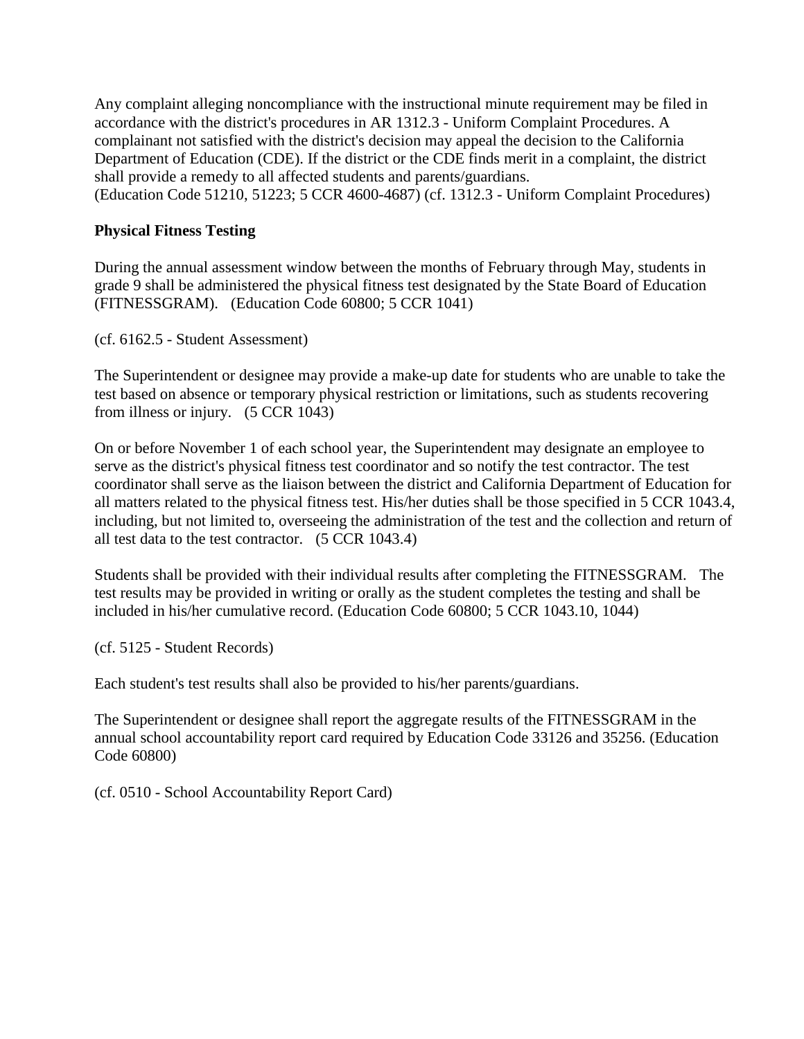Any complaint alleging noncompliance with the instructional minute requirement may be filed in accordance with the district's procedures in AR 1312.3 - Uniform Complaint Procedures. A complainant not satisfied with the district's decision may appeal the decision to the California Department of Education (CDE). If the district or the CDE finds merit in a complaint, the district shall provide a remedy to all affected students and parents/guardians.
(Education Code 51210, 51223; 5 CCR 4600-4687) (cf. 1312.3 - Uniform Complaint Procedures)

**Physical Fitness Testing**

During the annual assessment window between the months of February through May, students in grade 9 shall be administered the physical fitness test designated by the State Board of Education (FITNESSGRAM). (Education Code 60800; 5 CCR 1041)

(cf. 6162.5 - Student Assessment)

The Superintendent or designee may provide a make-up date for students who are unable to take the test based on absence or temporary physical restriction or limitations, such as students recovering from illness or injury. (5 CCR 1043)

On or before November 1 of each school year, the Superintendent may designate an employee to serve as the district's physical fitness test coordinator and so notify the test contractor. The test coordinator shall serve as the liaison between the district and California Department of Education for all matters related to the physical fitness test. His/her duties shall be those specified in 5 CCR 1043.4, including, but not limited to, overseeing the administration of the test and the collection and return of all test data to the test contractor. (5 CCR 1043.4)

Students shall be provided with their individual results after completing the FITNESSGRAM. The test results may be provided in writing or orally as the student completes the testing and shall be included in his/her cumulative record. (Education Code 60800; 5 CCR 1043.10, 1044)

(cf. 5125 - Student Records)

Each student's test results shall also be provided to his/her parents/guardians.

The Superintendent or designee shall report the aggregate results of the FITNESSGRAM in the annual school accountability report card required by Education Code 33126 and 35256. (Education Code 60800)

(cf. 0510 - School Accountability Report Card)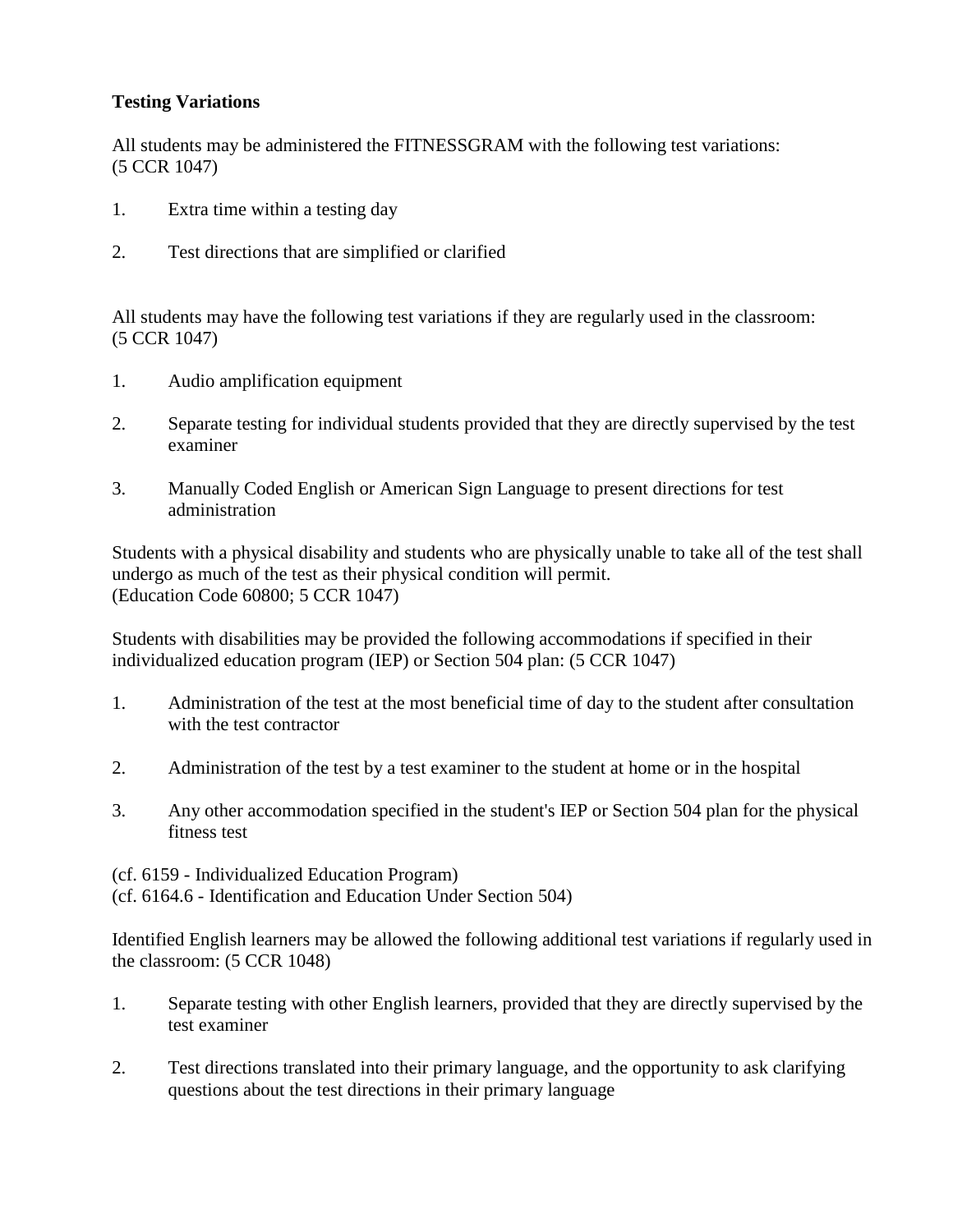**Testing Variations**

All students may be administered the FITNESSGRAM with the following test variations: (5 CCR 1047)

1. Extra time within a testing day
2. Test directions that are simplified or clarified

All students may have the following test variations if they are regularly used in the classroom: (5 CCR 1047)

1. Audio amplification equipment
2. Separate testing for individual students provided that they are directly supervised by the test examiner
3. Manually Coded English or American Sign Language to present directions for test administration

Students with a physical disability and students who are physically unable to take all of the test shall undergo as much of the test as their physical condition will permit.
(Education Code 60800; 5 CCR 1047)

Students with disabilities may be provided the following accommodations if specified in their individualized education program (IEP) or Section 504 plan: (5 CCR 1047)

1. Administration of the test at the most beneficial time of day to the student after consultation with the test contractor
2. Administration of the test by a test examiner to the student at home or in the hospital
3. Any other accommodation specified in the student's IEP or Section 504 plan for the physical fitness test

(cf. 6159 - Individualized Education Program)
(cf. 6164.6 - Identification and Education Under Section 504)

Identified English learners may be allowed the following additional test variations if regularly used in the classroom: (5 CCR 1048)

1. Separate testing with other English learners, provided that they are directly supervised by the test examiner
2. Test directions translated into their primary language, and the opportunity to ask clarifying questions about the test directions in their primary language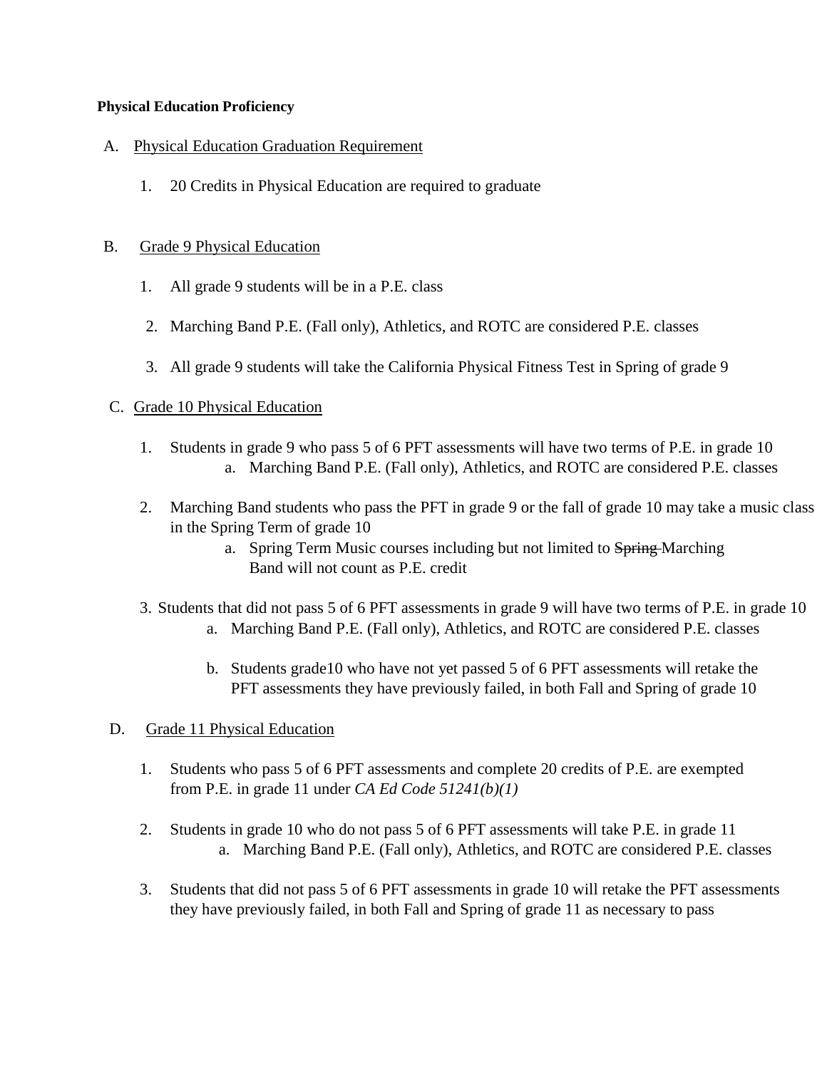**Physical Education Proficiency**

A. Physical Education Graduation Requirement

1. 20 Credits in Physical Education are required to graduate

B. Grade 9 Physical Education

1. All grade 9 students will be in a P.E. class
2. Marching Band P.E. (Fall only), Athletics, and ROTC are considered P.E. classes
3. All grade 9 students will take the California Physical Fitness Test in Spring of grade 9

C. Grade 10 Physical Education

1. Students in grade 9 who pass 5 of 6 PFT assessments will have two terms of P.E. in grade 10
   a. Marching Band P.E. (Fall only), Athletics, and ROTC are considered P.E. classes
2. Marching Band students who pass the PFT in grade 9 or the fall of grade 10 may take a music class in the Spring Term of grade 10
   a. Spring Term Music courses including but not limited to ~~Spring~~ Marching Band will not count as P.E. credit
3. Students that did not pass 5 of 6 PFT assessments in grade 9 will have two terms of P.E. in grade 10
   a. Marching Band P.E. (Fall only), Athletics, and ROTC are considered P.E. classes
   b. Students grade10 who have not yet passed 5 of 6 PFT assessments will retake the PFT assessments they have previously failed, in both Fall and Spring of grade 10

D. Grade 11 Physical Education

1. Students who pass 5 of 6 PFT assessments and complete 20 credits of P.E. are exempted from P.E. in grade 11 under *CA Ed Code 51241(b)(1)*
2. Students in grade 10 who do not pass 5 of 6 PFT assessments will take P.E. in grade 11
   a. Marching Band P.E. (Fall only), Athletics, and ROTC are considered P.E. classes
3. Students that did not pass 5 of 6 PFT assessments in grade 10 will retake the PFT assessments they have previously failed, in both Fall and Spring of grade 11 as necessary to pass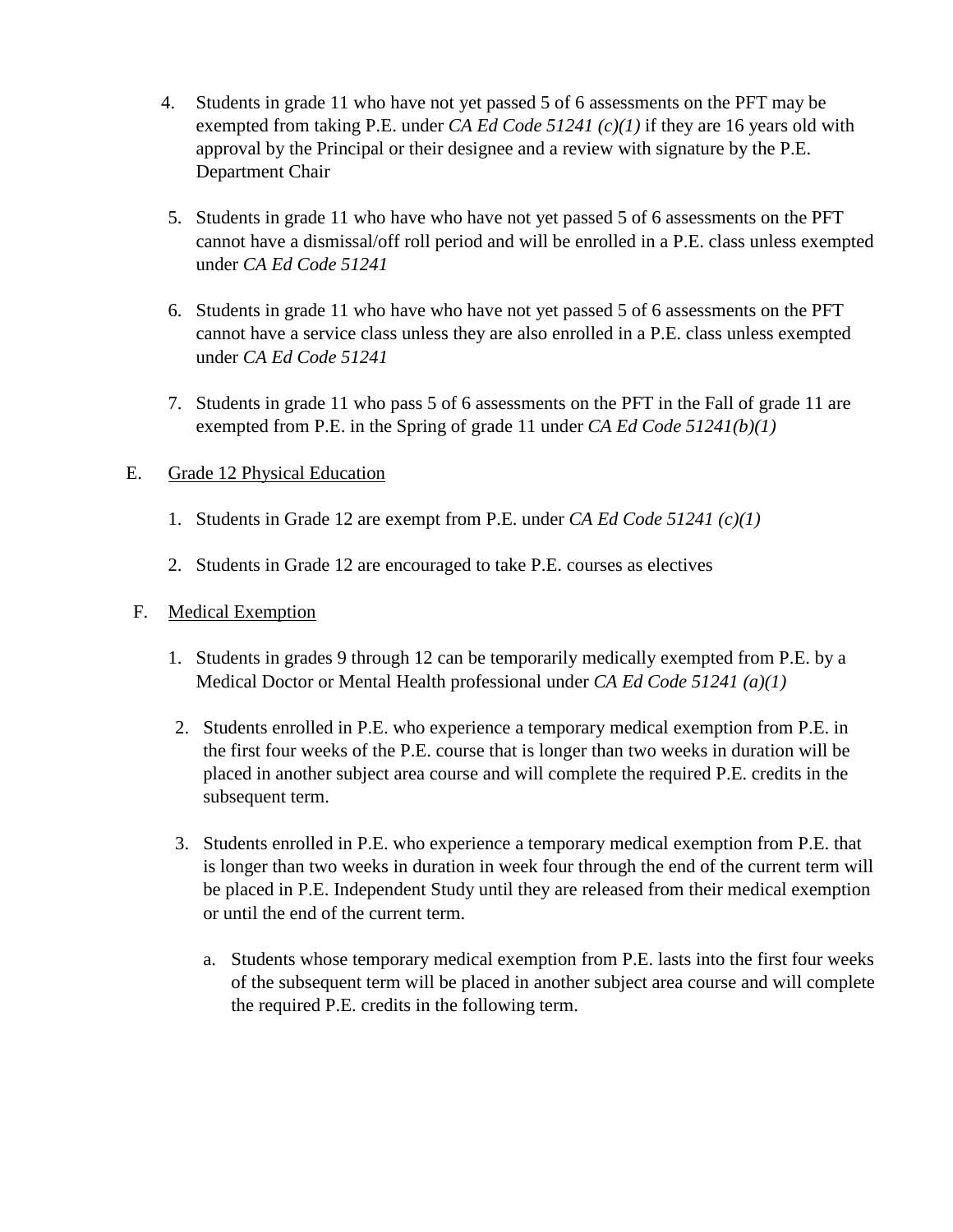4. Students in grade 11 who have not yet passed 5 of 6 assessments on the PFT may be exempted from taking P.E. under *CA Ed Code 51241 (c)(1)* if they are 16 years old with approval by the Principal or their designee and a review with signature by the P.E. Department Chair

5. Students in grade 11 who have who have not yet passed 5 of 6 assessments on the PFT cannot have a dismissal/off roll period and will be enrolled in a P.E. class unless exempted under *CA Ed Code 51241*

6. Students in grade 11 who have who have not yet passed 5 of 6 assessments on the PFT cannot have a service class unless they are also enrolled in a P.E. class unless exempted under *CA Ed Code 51241*

7. Students in grade 11 who pass 5 of 6 assessments on the PFT in the Fall of grade 11 are exempted from P.E. in the Spring of grade 11 under *CA Ed Code 51241(b)(1)*

E. <u>Grade 12 Physical Education</u>

1. Students in Grade 12 are exempt from P.E. under *CA Ed Code 51241 (c)(1)*

2. Students in Grade 12 are encouraged to take P.E. courses as electives

F. <u>Medical Exemption</u>

1. Students in grades 9 through 12 can be temporarily medically exempted from P.E. by a Medical Doctor or Mental Health professional under *CA Ed Code 51241 (a)(1)*

2. Students enrolled in P.E. who experience a temporary medical exemption from P.E. in the first four weeks of the P.E. course that is longer than two weeks in duration will be placed in another subject area course and will complete the required P.E. credits in the subsequent term.

3. Students enrolled in P.E. who experience a temporary medical exemption from P.E. that is longer than two weeks in duration in week four through the end of the current term will be placed in P.E. Independent Study until they are released from their medical exemption or until the end of the current term.

   a. Students whose temporary medical exemption from P.E. lasts into the first four weeks of the subsequent term will be placed in another subject area course and will complete the required P.E. credits in the following term.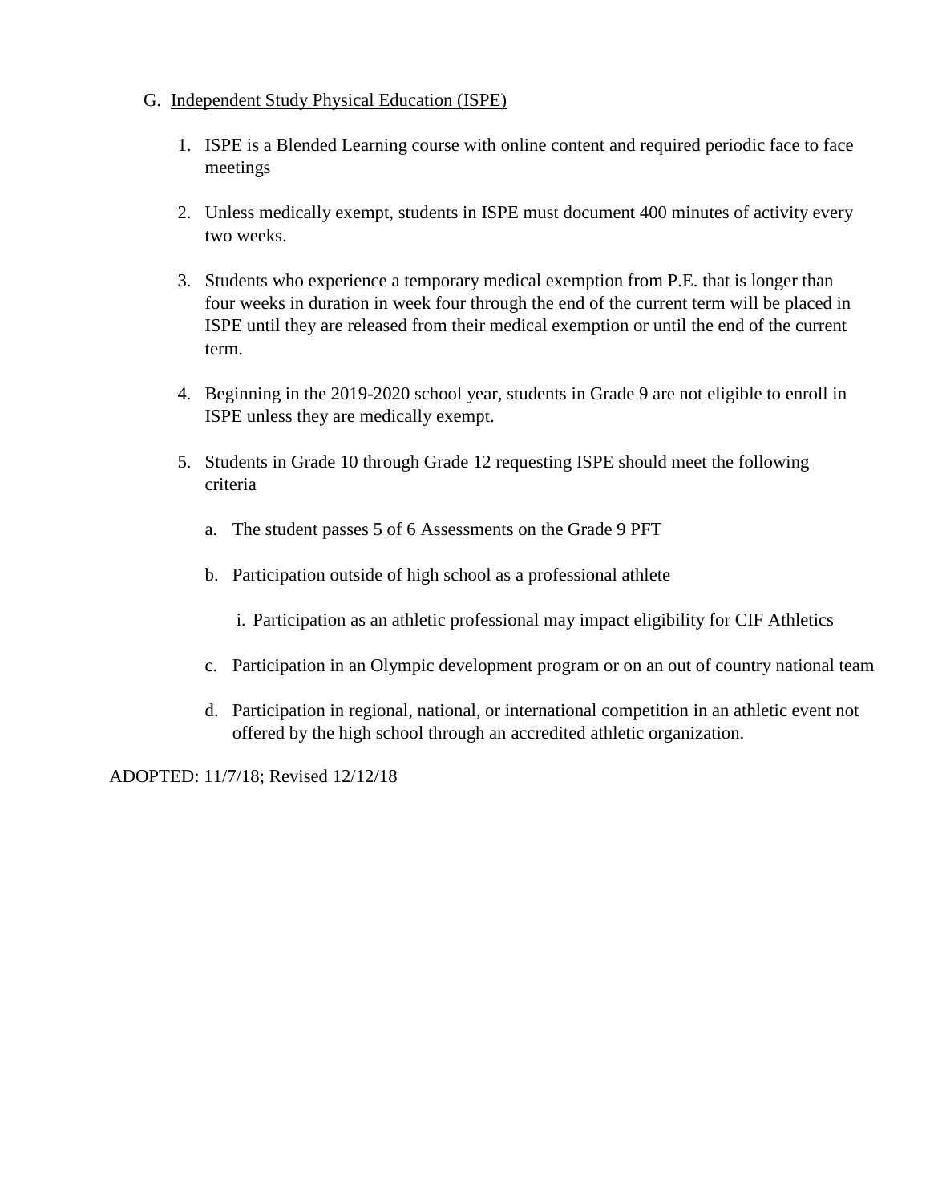G. <u>Independent Study Physical Education (ISPE)</u>

1. ISPE is a Blended Learning course with online content and required periodic face to face meetings

2. Unless medically exempt, students in ISPE must document 400 minutes of activity every two weeks.

3. Students who experience a temporary medical exemption from P.E. that is longer than four weeks in duration in week four through the end of the current term will be placed in ISPE until they are released from their medical exemption or until the end of the current term.

4. Beginning in the 2019-2020 school year, students in Grade 9 are not eligible to enroll in ISPE unless they are medically exempt.

5. Students in Grade 10 through Grade 12 requesting ISPE should meet the following criteria

   a. The student passes 5 of 6 Assessments on the Grade 9 PFT

   b. Participation outside of high school as a professional athlete

      i. Participation as an athletic professional may impact eligibility for CIF Athletics

   c. Participation in an Olympic development program or on an out of country national team

   d. Participation in regional, national, or international competition in an athletic event not offered by the high school through an accredited athletic organization.

ADOPTED: 11/7/18; Revised 12/12/18